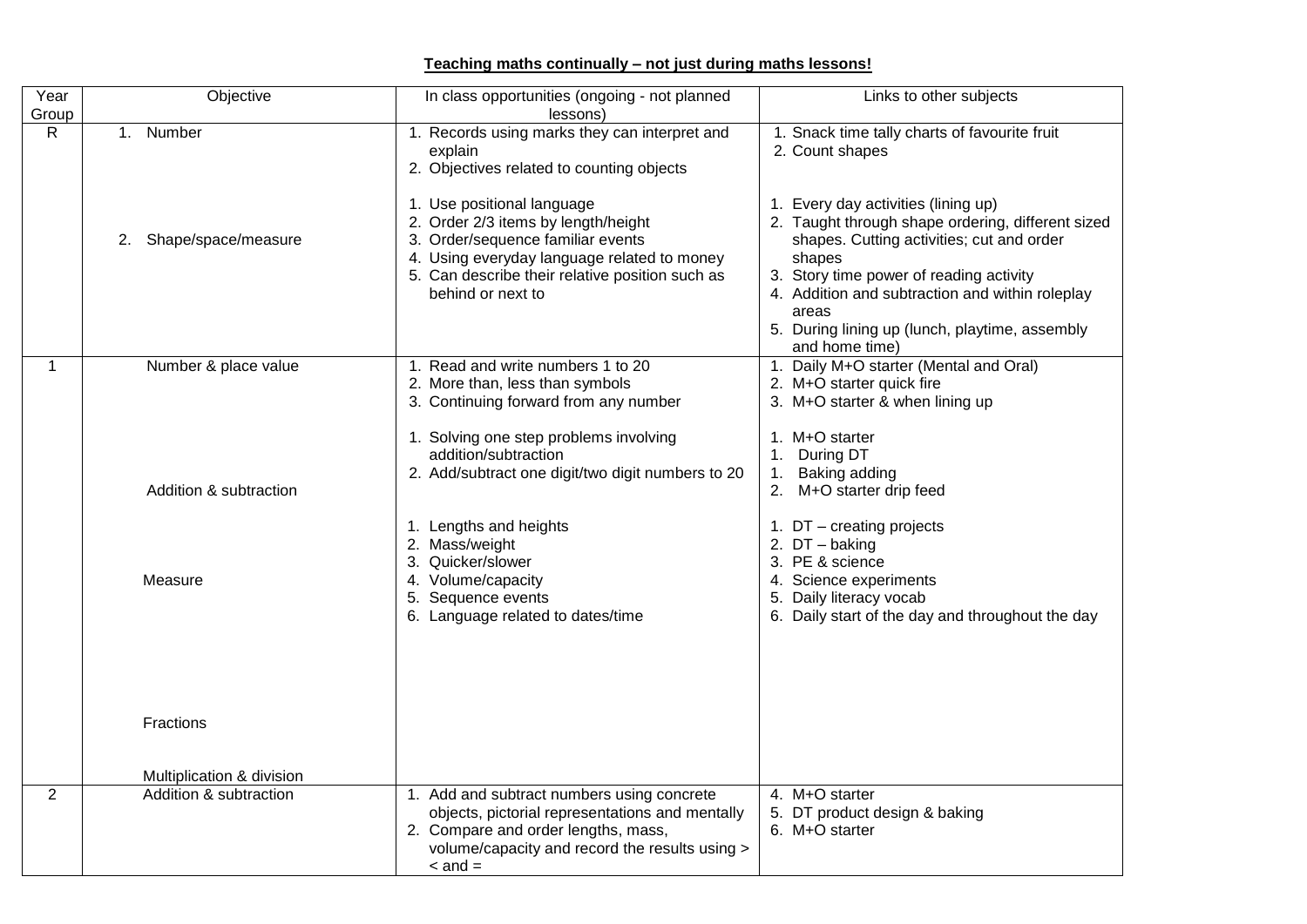**Teaching maths continually – not just during maths lessons!**

| Year Group | Objective | In class opportunities (ongoing - not planned lessons) | Links to other subjects |
|---|---|---|---|
| R | 1. Number | 1. Records using marks they can interpret and explain<br>2. Objectives related to counting objects | 1. Snack time tally charts of favourite fruit<br>2. Count shapes |
| | 2. Shape/space/measure | 1. Use positional language<br>2. Order 2/3 items by length/height<br>3. Order/sequence familiar events<br>4. Using everyday language related to money<br>5. Can describe their relative position such as behind or next to | 1. Every day activities (lining up)<br>2. Taught through shape ordering, different sized shapes. Cutting activities; cut and order shapes<br>3. Story time power of reading activity<br>4. Addition and subtraction and within roleplay areas<br>5. During lining up (lunch, playtime, assembly and home time) |
| 1 | Number & place value | 1. Read and write numbers 1 to 20<br>2. More than, less than symbols<br>3. Continuing forward from any number | 1. Daily M+O starter (Mental and Oral)<br>2. M+O starter quick fire<br>3. M+O starter & when lining up |
| | Addition & subtraction | 1. Solving one step problems involving addition/subtraction<br>2. Add/subtract one digit/two digit numbers to 20 | 1. M+O starter<br>1. During DT<br>1. Baking adding<br>2. M+O starter drip feed |
| | Measure | 1. Lengths and heights<br>2. Mass/weight<br>3. Quicker/slower<br>4. Volume/capacity<br>5. Sequence events<br>6. Language related to dates/time | 1. DT – creating projects<br>2. DT – baking<br>3. PE & science<br>4. Science experiments<br>5. Daily literacy vocab<br>6. Daily start of the day and throughout the day |
| | Fractions | | |
| | Multiplication & division | | |
| 2 | Addition & subtraction | 1. Add and subtract numbers using concrete objects, pictorial representations and mentally<br>2. Compare and order lengths, mass, volume/capacity and record the results using > < and = | 4. M+O starter<br>5. DT product design & baking<br>6. M+O starter |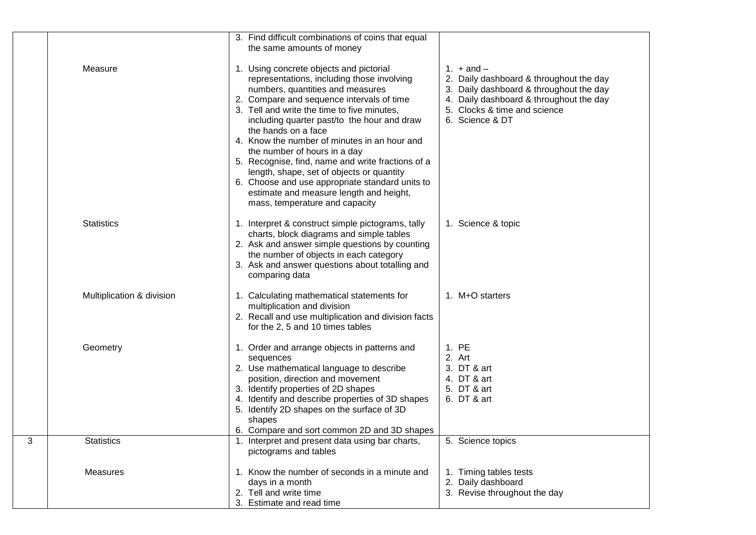| | | | |
|---|---|---|---|
| | | 3. Find difficult combinations of coins that equal the same amounts of money | |
| | Measure | 1. Using concrete objects and pictorial representations, including those involving numbers, quantities and measures<br>2. Compare and sequence intervals of time<br>3. Tell and write the time to five minutes, including quarter past/to the hour and draw the hands on a face<br>4. Know the number of minutes in an hour and the number of hours in a day<br>5. Recognise, find, name and write fractions of a length, shape, set of objects or quantity<br>6. Choose and use appropriate standard units to estimate and measure length and height, mass, temperature and capacity | 1. + and –<br>2. Daily dashboard & throughout the day<br>3. Daily dashboard & throughout the day<br>4. Daily dashboard & throughout the day<br>5. Clocks & time and science<br>6. Science & DT |
| | Statistics | 1. Interpret & construct simple pictograms, tally charts, block diagrams and simple tables<br>2. Ask and answer simple questions by counting the number of objects in each category<br>3. Ask and answer questions about totalling and comparing data | 1. Science & topic |
| | Multiplication & division | 1. Calculating mathematical statements for multiplication and division<br>2. Recall and use multiplication and division facts for the 2, 5 and 10 times tables | 1. M+O starters |
| | Geometry | 1. Order and arrange objects in patterns and sequences<br>2. Use mathematical language to describe position, direction and movement<br>3. Identify properties of 2D shapes<br>4. Identify and describe properties of 3D shapes<br>5. Identify 2D shapes on the surface of 3D shapes<br>6. Compare and sort common 2D and 3D shapes | 1. PE<br>2. Art<br>3. DT & art<br>4. DT & art<br>5. DT & art<br>6. DT & art |
| 3 | Statistics | 1. Interpret and present data using bar charts, pictograms and tables | 5. Science topics |
| | Measures | 1. Know the number of seconds in a minute and days in a month<br>2. Tell and write time<br>3. Estimate and read time | 1. Timing tables tests<br>2. Daily dashboard<br>3. Revise throughout the day |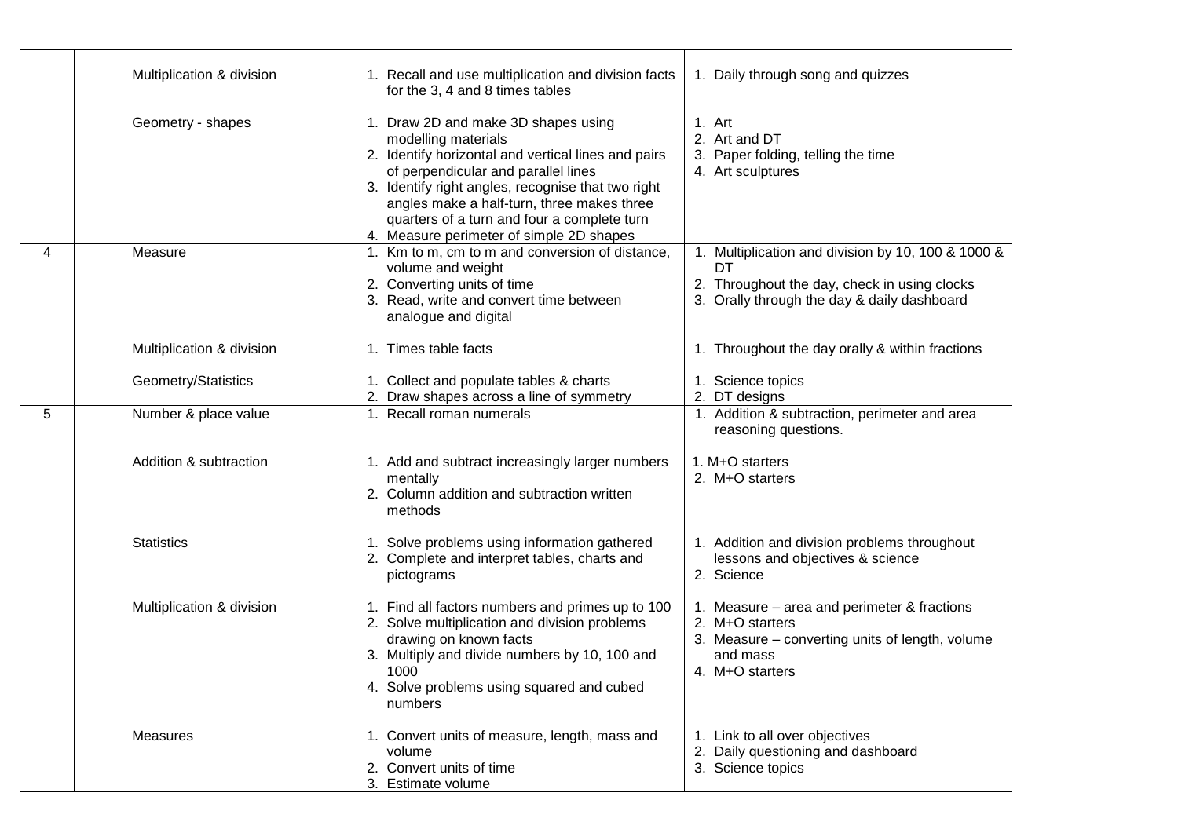| | | | |
|---|---|---|---|
| | Multiplication & division | 1. Recall and use multiplication and division facts for the 3, 4 and 8 times tables | 1. Daily through song and quizzes |
| | Geometry - shapes | 1. Draw 2D and make 3D shapes using modelling materials<br>2. Identify horizontal and vertical lines and pairs of perpendicular and parallel lines<br>3. Identify right angles, recognise that two right angles make a half-turn, three makes three quarters of a turn and four a complete turn<br>4. Measure perimeter of simple 2D shapes | 1. Art<br>2. Art and DT<br>3. Paper folding, telling the time<br>4. Art sculptures |
| 4 | Measure | 1. Km to m, cm to m and conversion of distance, volume and weight<br>2. Converting units of time<br>3. Read, write and convert time between analogue and digital | 1. Multiplication and division by 10, 100 & 1000 & DT<br>2. Throughout the day, check in using clocks<br>3. Orally through the day & daily dashboard |
| | Multiplication & division | 1. Times table facts | 1. Throughout the day orally & within fractions |
| | Geometry/Statistics | 1. Collect and populate tables & charts<br>2. Draw shapes across a line of symmetry | 1. Science topics<br>2. DT designs |
| 5 | Number & place value | 1. Recall roman numerals | 1. Addition & subtraction, perimeter and area reasoning questions. |
| | Addition & subtraction | 1. Add and subtract increasingly larger numbers mentally<br>2. Column addition and subtraction written methods | 1. M+O starters<br>2. M+O starters |
| | Statistics | 1. Solve problems using information gathered<br>2. Complete and interpret tables, charts and pictograms | 1. Addition and division problems throughout lessons and objectives & science<br>2. Science |
| | Multiplication & division | 1. Find all factors numbers and primes up to 100<br>2. Solve multiplication and division problems drawing on known facts<br>3. Multiply and divide numbers by 10, 100 and 1000<br>4. Solve problems using squared and cubed numbers | 1. Measure – area and perimeter & fractions<br>2. M+O starters<br>3. Measure – converting units of length, volume and mass<br>4. M+O starters |
| | Measures | 1. Convert units of measure, length, mass and volume<br>2. Convert units of time<br>3. Estimate volume | 1. Link to all over objectives<br>2. Daily questioning and dashboard<br>3. Science topics |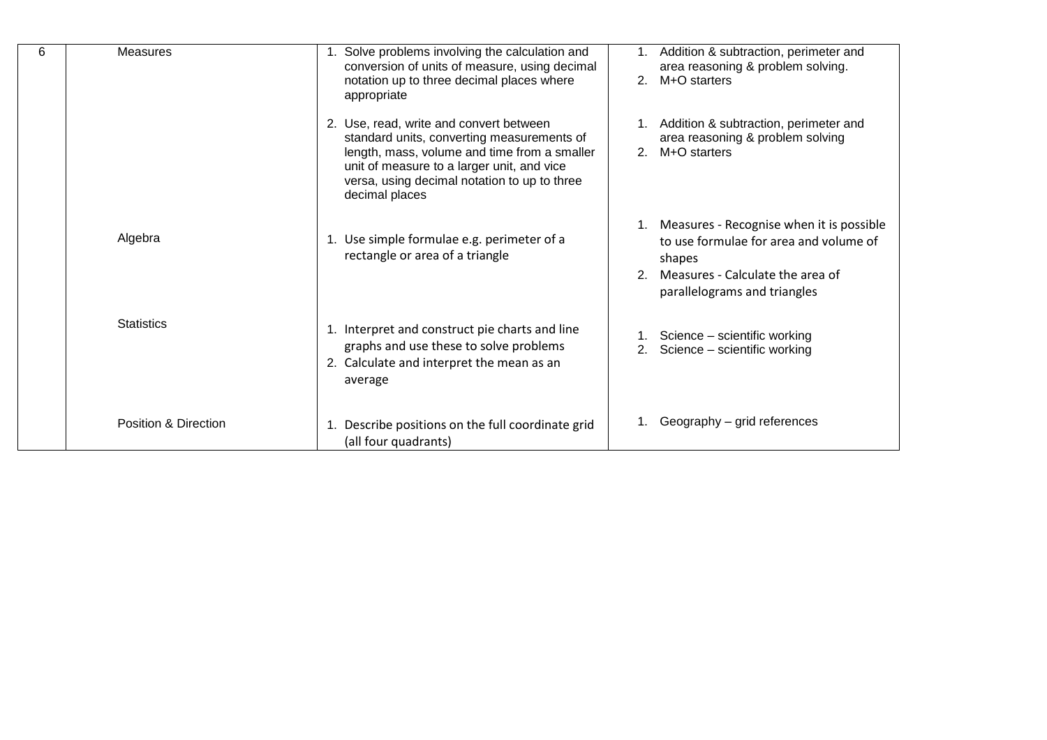| | | | |
|---|---|---|---|
| 6 | Measures | 1. Solve problems involving the calculation and conversion of units of measure, using decimal notation up to three decimal places where appropriate | 1. Addition & subtraction, perimeter and area reasoning & problem solving.<br>2. M+O starters |
| | | 2. Use, read, write and convert between standard units, converting measurements of length, mass, volume and time from a smaller unit of measure to a larger unit, and vice versa, using decimal notation to up to three decimal places | 1. Addition & subtraction, perimeter and area reasoning & problem solving<br>2. M+O starters |
| | Algebra | 1. Use simple formulae e.g. perimeter of a rectangle or area of a triangle | 1. Measures - Recognise when it is possible to use formulae for area and volume of shapes<br>2. Measures - Calculate the area of parallelograms and triangles |
| | Statistics | 1. Interpret and construct pie charts and line graphs and use these to solve problems<br>2. Calculate and interpret the mean as an average | 1. Science – scientific working<br>2. Science – scientific working |
| | Position & Direction | 1. Describe positions on the full coordinate grid (all four quadrants) | 1. Geography – grid references |